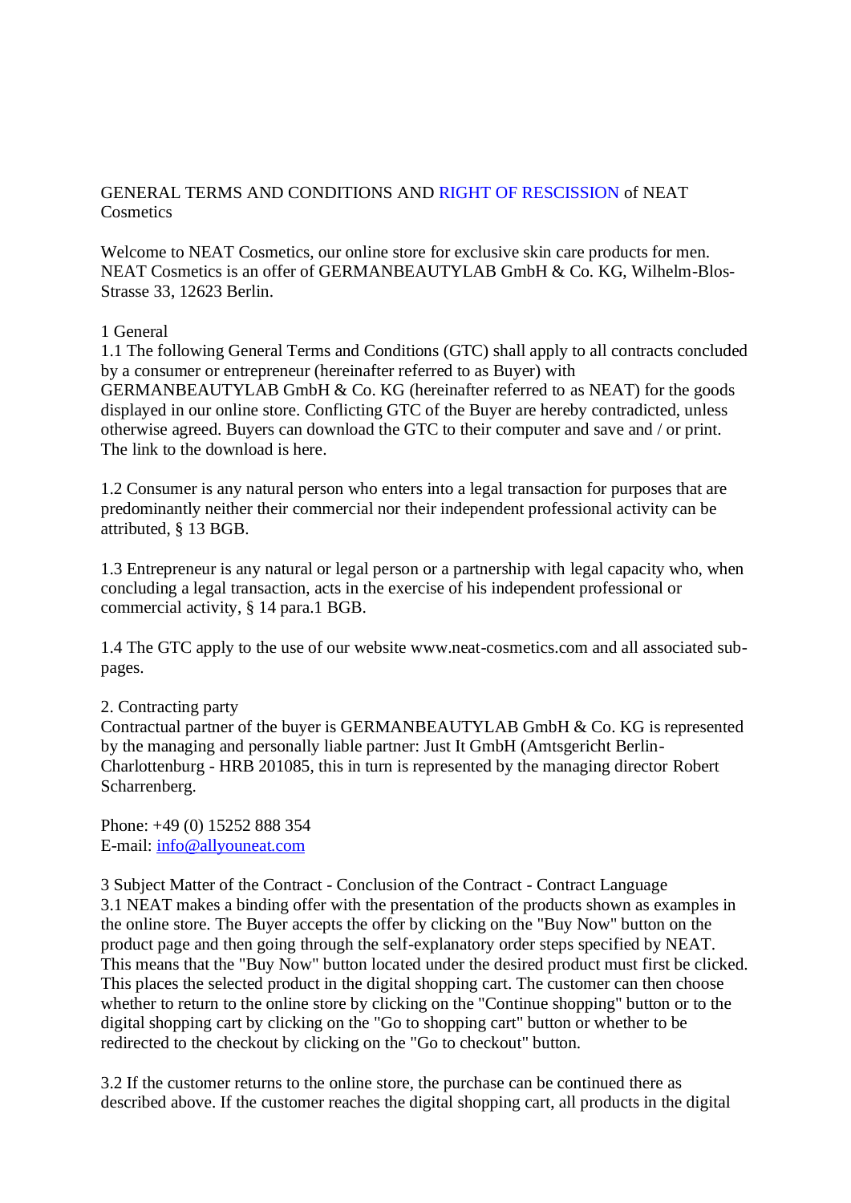# GENERAL TERMS AND CONDITIONS AND RIGHT OF RESCISSION of NEAT Cosmetics

Welcome to NEAT Cosmetics, our online store for exclusive skin care products for men. NEAT Cosmetics is an offer of GERMANBEAUTYLAB GmbH & Co. KG, Wilhelm-Blos-Strasse 33, 12623 Berlin.

## 1 General

1.1 The following General Terms and Conditions (GTC) shall apply to all contracts concluded by a consumer or entrepreneur (hereinafter referred to as Buyer) with GERMANBEAUTYLAB GmbH & Co. KG (hereinafter referred to as NEAT) for the goods displayed in our online store. Conflicting GTC of the Buyer are hereby contradicted, unless otherwise agreed. Buyers can download the GTC to their computer and save and / or print. The link to the download is here.

1.2 Consumer is any natural person who enters into a legal transaction for purposes that are predominantly neither their commercial nor their independent professional activity can be attributed, § 13 BGB.

1.3 Entrepreneur is any natural or legal person or a partnership with legal capacity who, when concluding a legal transaction, acts in the exercise of his independent professional or commercial activity, § 14 para.1 BGB.

1.4 The GTC apply to the use of our website www.neat-cosmetics.com and all associated sub-pages.

## 2. Contracting party

Contractual partner of the buyer is GERMANBEAUTYLAB GmbH & Co. KG is represented by the managing and personally liable partner: Just It GmbH (Amtsgericht Berlin-Charlottenburg - HRB 201085, this in turn is represented by the managing director Robert Scharrenberg.

Phone: +49 (0) 15252 888 354  
E-mail: info@allyouneat.com

## 3 Subject Matter of the Contract - Conclusion of the Contract - Contract Language

3.1 NEAT makes a binding offer with the presentation of the products shown as examples in the online store. The Buyer accepts the offer by clicking on the "Buy Now" button on the product page and then going through the self-explanatory order steps specified by NEAT. This means that the "Buy Now" button located under the desired product must first be clicked. This places the selected product in the digital shopping cart. The customer can then choose whether to return to the online store by clicking on the "Continue shopping" button or to the digital shopping cart by clicking on the "Go to shopping cart" button or whether to be redirected to the checkout by clicking on the "Go to checkout" button.

3.2 If the customer returns to the online store, the purchase can be continued there as described above. If the customer reaches the digital shopping cart, all products in the digital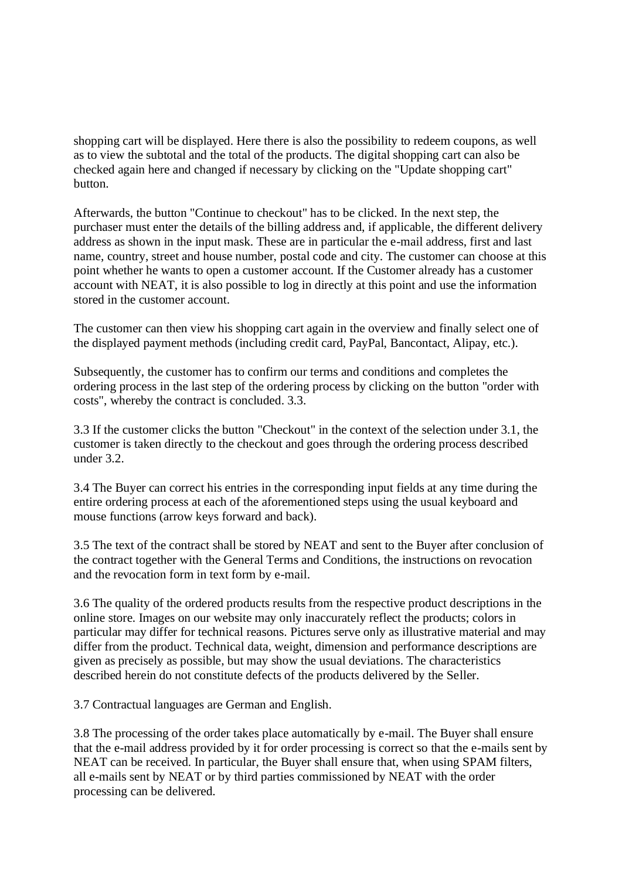shopping cart will be displayed. Here there is also the possibility to redeem coupons, as well as to view the subtotal and the total of the products. The digital shopping cart can also be checked again here and changed if necessary by clicking on the "Update shopping cart" button.

Afterwards, the button "Continue to checkout" has to be clicked. In the next step, the purchaser must enter the details of the billing address and, if applicable, the different delivery address as shown in the input mask. These are in particular the e-mail address, first and last name, country, street and house number, postal code and city. The customer can choose at this point whether he wants to open a customer account. If the Customer already has a customer account with NEAT, it is also possible to log in directly at this point and use the information stored in the customer account.

The customer can then view his shopping cart again in the overview and finally select one of the displayed payment methods (including credit card, PayPal, Bancontact, Alipay, etc.).

Subsequently, the customer has to confirm our terms and conditions and completes the ordering process in the last step of the ordering process by clicking on the button "order with costs", whereby the contract is concluded. 3.3.

3.3 If the customer clicks the button "Checkout" in the context of the selection under 3.1, the customer is taken directly to the checkout and goes through the ordering process described under 3.2.

3.4 The Buyer can correct his entries in the corresponding input fields at any time during the entire ordering process at each of the aforementioned steps using the usual keyboard and mouse functions (arrow keys forward and back).

3.5 The text of the contract shall be stored by NEAT and sent to the Buyer after conclusion of the contract together with the General Terms and Conditions, the instructions on revocation and the revocation form in text form by e-mail.

3.6 The quality of the ordered products results from the respective product descriptions in the online store. Images on our website may only inaccurately reflect the products; colors in particular may differ for technical reasons. Pictures serve only as illustrative material and may differ from the product. Technical data, weight, dimension and performance descriptions are given as precisely as possible, but may show the usual deviations. The characteristics described herein do not constitute defects of the products delivered by the Seller.

3.7 Contractual languages are German and English.

3.8 The processing of the order takes place automatically by e-mail. The Buyer shall ensure that the e-mail address provided by it for order processing is correct so that the e-mails sent by NEAT can be received. In particular, the Buyer shall ensure that, when using SPAM filters, all e-mails sent by NEAT or by third parties commissioned by NEAT with the order processing can be delivered.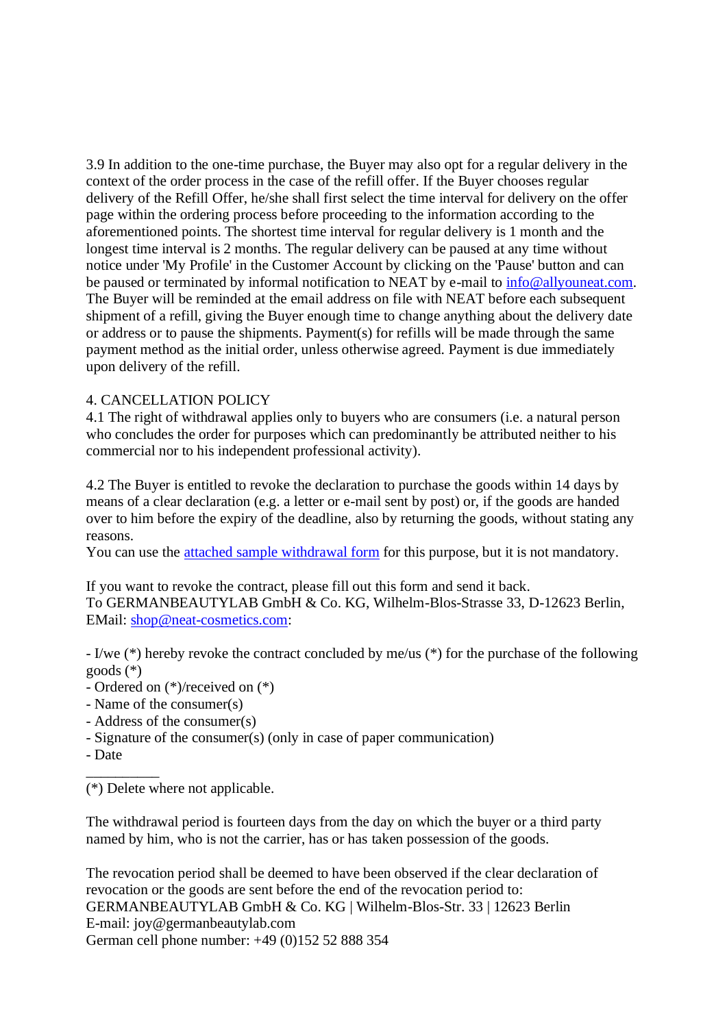3.9 In addition to the one-time purchase, the Buyer may also opt for a regular delivery in the context of the order process in the case of the refill offer. If the Buyer chooses regular delivery of the Refill Offer, he/she shall first select the time interval for delivery on the offer page within the ordering process before proceeding to the information according to the aforementioned points. The shortest time interval for regular delivery is 1 month and the longest time interval is 2 months. The regular delivery can be paused at any time without notice under 'My Profile' in the Customer Account by clicking on the 'Pause' button and can be paused or terminated by informal notification to NEAT by e-mail to [info@allyouneat.com](mailto:info@allyouneat.com). The Buyer will be reminded at the email address on file with NEAT before each subsequent shipment of a refill, giving the Buyer enough time to change anything about the delivery date or address or to pause the shipments. Payment(s) for refills will be made through the same payment method as the initial order, unless otherwise agreed. Payment is due immediately upon delivery of the refill.

## 4. CANCELLATION POLICY

4.1 The right of withdrawal applies only to buyers who are consumers (i.e. a natural person who concludes the order for purposes which can predominantly be attributed neither to his commercial nor to his independent professional activity).

4.2 The Buyer is entitled to revoke the declaration to purchase the goods within 14 days by means of a clear declaration (e.g. a letter or e-mail sent by post) or, if the goods are handed over to him before the expiry of the deadline, also by returning the goods, without stating any reasons.
You can use the attached sample withdrawal form for this purpose, but it is not mandatory.

If you want to revoke the contract, please fill out this form and send it back.
To GERMANBEAUTYLAB GmbH & Co. KG, Wilhelm-Blos-Strasse 33, D-12623 Berlin, EMail: [shop@neat-cosmetics.com](mailto:shop@neat-cosmetics.com):

- I/we (*) hereby revoke the contract concluded by me/us (*) for the purchase of the following goods (*)
- Ordered on (*)/received on (*)
- Name of the consumer(s)
- Address of the consumer(s)
- Signature of the consumer(s) (only in case of paper communication)
- Date

__________
(*) Delete where not applicable.

The withdrawal period is fourteen days from the day on which the buyer or a third party named by him, who is not the carrier, has or has taken possession of the goods.

The revocation period shall be deemed to have been observed if the clear declaration of revocation or the goods are sent before the end of the revocation period to:
GERMANBEAUTYLAB GmbH & Co. KG | Wilhelm-Blos-Str. 33 | 12623 Berlin
E-mail: joy@germanbeautylab.com
German cell phone number: +49 (0)152 52 888 354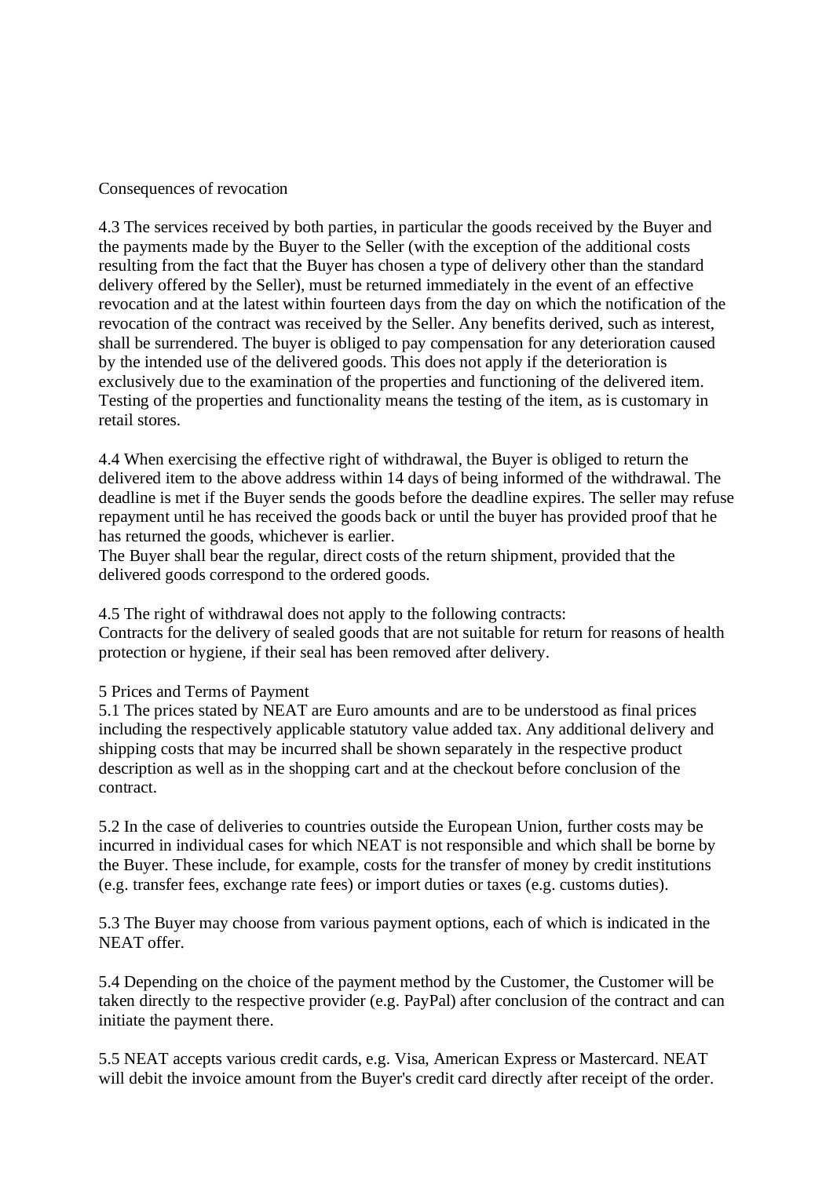Consequences of revocation

4.3 The services received by both parties, in particular the goods received by the Buyer and the payments made by the Buyer to the Seller (with the exception of the additional costs resulting from the fact that the Buyer has chosen a type of delivery other than the standard delivery offered by the Seller), must be returned immediately in the event of an effective revocation and at the latest within fourteen days from the day on which the notification of the revocation of the contract was received by the Seller. Any benefits derived, such as interest, shall be surrendered. The buyer is obliged to pay compensation for any deterioration caused by the intended use of the delivered goods. This does not apply if the deterioration is exclusively due to the examination of the properties and functioning of the delivered item. Testing of the properties and functionality means the testing of the item, as is customary in retail stores.

4.4 When exercising the effective right of withdrawal, the Buyer is obliged to return the delivered item to the above address within 14 days of being informed of the withdrawal. The deadline is met if the Buyer sends the goods before the deadline expires. The seller may refuse repayment until he has received the goods back or until the buyer has provided proof that he has returned the goods, whichever is earlier.
The Buyer shall bear the regular, direct costs of the return shipment, provided that the delivered goods correspond to the ordered goods.

4.5 The right of withdrawal does not apply to the following contracts:
Contracts for the delivery of sealed goods that are not suitable for return for reasons of health protection or hygiene, if their seal has been removed after delivery.

5 Prices and Terms of Payment
5.1 The prices stated by NEAT are Euro amounts and are to be understood as final prices including the respectively applicable statutory value added tax. Any additional delivery and shipping costs that may be incurred shall be shown separately in the respective product description as well as in the shopping cart and at the checkout before conclusion of the contract.

5.2 In the case of deliveries to countries outside the European Union, further costs may be incurred in individual cases for which NEAT is not responsible and which shall be borne by the Buyer. These include, for example, costs for the transfer of money by credit institutions (e.g. transfer fees, exchange rate fees) or import duties or taxes (e.g. customs duties).

5.3 The Buyer may choose from various payment options, each of which is indicated in the NEAT offer.

5.4 Depending on the choice of the payment method by the Customer, the Customer will be taken directly to the respective provider (e.g. PayPal) after conclusion of the contract and can initiate the payment there.

5.5 NEAT accepts various credit cards, e.g. Visa, American Express or Mastercard. NEAT will debit the invoice amount from the Buyer's credit card directly after receipt of the order.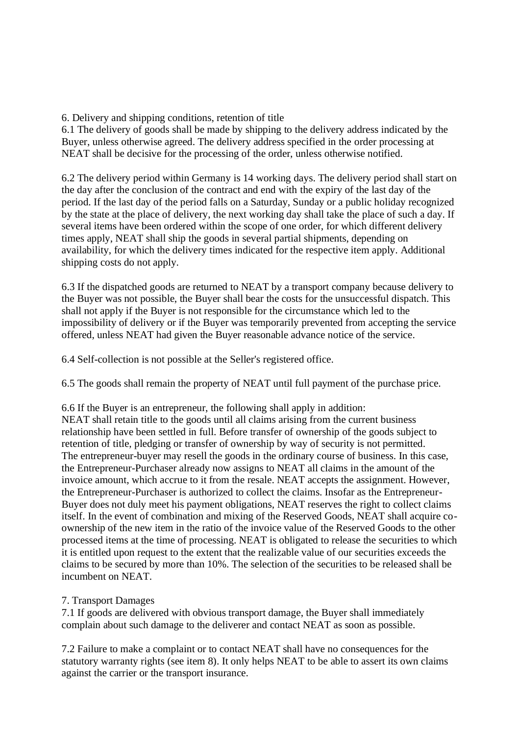## 6. Delivery and shipping conditions, retention of title

6.1 The delivery of goods shall be made by shipping to the delivery address indicated by the Buyer, unless otherwise agreed. The delivery address specified in the order processing at NEAT shall be decisive for the processing of the order, unless otherwise notified.

6.2 The delivery period within Germany is 14 working days. The delivery period shall start on the day after the conclusion of the contract and end with the expiry of the last day of the period. If the last day of the period falls on a Saturday, Sunday or a public holiday recognized by the state at the place of delivery, the next working day shall take the place of such a day. If several items have been ordered within the scope of one order, for which different delivery times apply, NEAT shall ship the goods in several partial shipments, depending on availability, for which the delivery times indicated for the respective item apply. Additional shipping costs do not apply.

6.3 If the dispatched goods are returned to NEAT by a transport company because delivery to the Buyer was not possible, the Buyer shall bear the costs for the unsuccessful dispatch. This shall not apply if the Buyer is not responsible for the circumstance which led to the impossibility of delivery or if the Buyer was temporarily prevented from accepting the service offered, unless NEAT had given the Buyer reasonable advance notice of the service.

6.4 Self-collection is not possible at the Seller's registered office.

6.5 The goods shall remain the property of NEAT until full payment of the purchase price.

6.6 If the Buyer is an entrepreneur, the following shall apply in addition:
NEAT shall retain title to the goods until all claims arising from the current business relationship have been settled in full. Before transfer of ownership of the goods subject to retention of title, pledging or transfer of ownership by way of security is not permitted.
The entrepreneur-buyer may resell the goods in the ordinary course of business. In this case, the Entrepreneur-Purchaser already now assigns to NEAT all claims in the amount of the invoice amount, which accrue to it from the resale. NEAT accepts the assignment. However, the Entrepreneur-Purchaser is authorized to collect the claims. Insofar as the Entrepreneur-Buyer does not duly meet his payment obligations, NEAT reserves the right to collect claims itself. In the event of combination and mixing of the Reserved Goods, NEAT shall acquire co-ownership of the new item in the ratio of the invoice value of the Reserved Goods to the other processed items at the time of processing. NEAT is obligated to release the securities to which it is entitled upon request to the extent that the realizable value of our securities exceeds the claims to be secured by more than 10%. The selection of the securities to be released shall be incumbent on NEAT.

## 7. Transport Damages

7.1 If goods are delivered with obvious transport damage, the Buyer shall immediately complain about such damage to the deliverer and contact NEAT as soon as possible.

7.2 Failure to make a complaint or to contact NEAT shall have no consequences for the statutory warranty rights (see item 8). It only helps NEAT to be able to assert its own claims against the carrier or the transport insurance.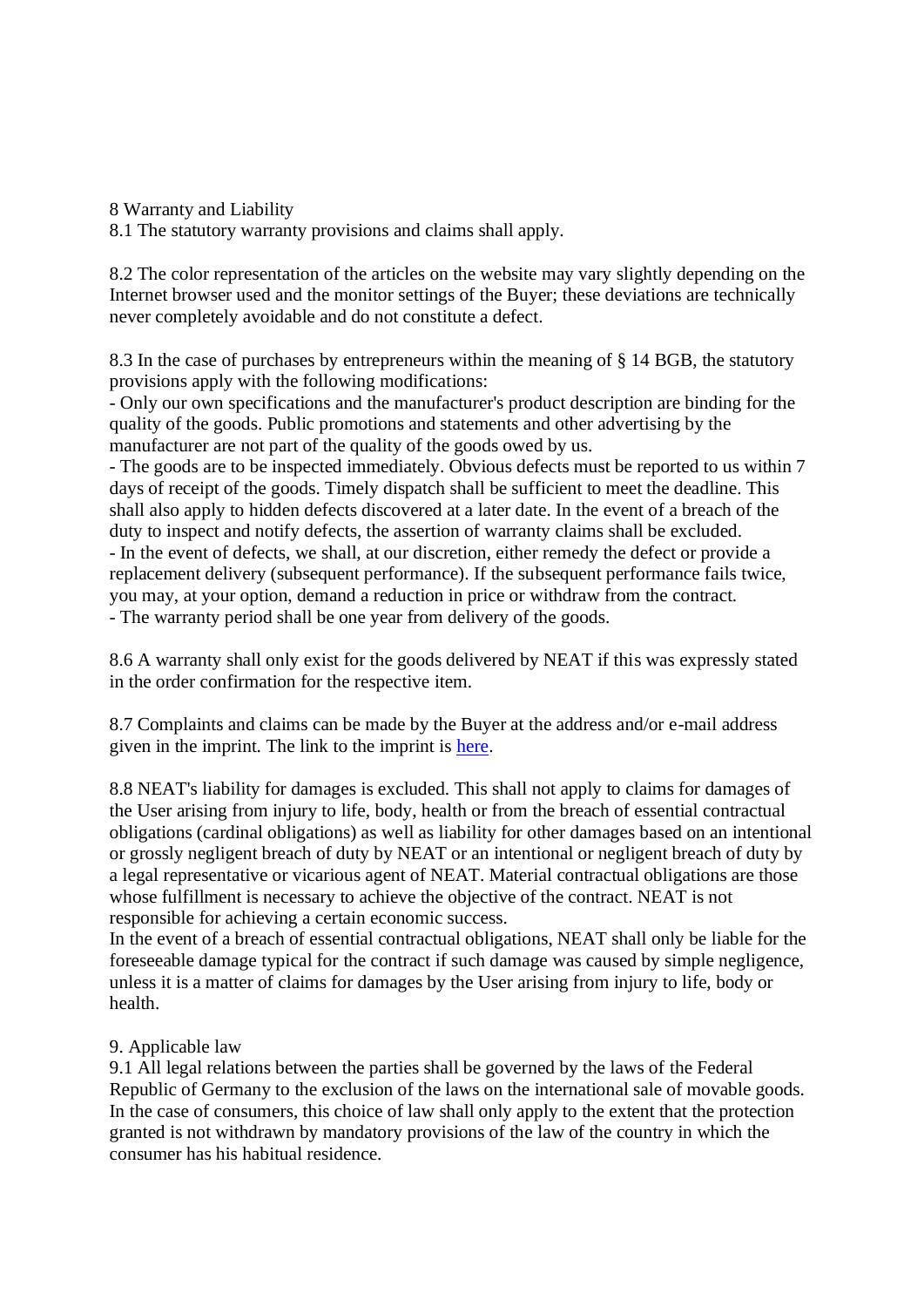## 8 Warranty and Liability

8.1 The statutory warranty provisions and claims shall apply.

8.2 The color representation of the articles on the website may vary slightly depending on the Internet browser used and the monitor settings of the Buyer; these deviations are technically never completely avoidable and do not constitute a defect.

8.3 In the case of purchases by entrepreneurs within the meaning of § 14 BGB, the statutory provisions apply with the following modifications:

- Only our own specifications and the manufacturer's product description are binding for the quality of the goods. Public promotions and statements and other advertising by the manufacturer are not part of the quality of the goods owed by us.
- The goods are to be inspected immediately. Obvious defects must be reported to us within 7 days of receipt of the goods. Timely dispatch shall be sufficient to meet the deadline. This shall also apply to hidden defects discovered at a later date. In the event of a breach of the duty to inspect and notify defects, the assertion of warranty claims shall be excluded.
- In the event of defects, we shall, at our discretion, either remedy the defect or provide a replacement delivery (subsequent performance). If the subsequent performance fails twice, you may, at your option, demand a reduction in price or withdraw from the contract.
- The warranty period shall be one year from delivery of the goods.

8.6 A warranty shall only exist for the goods delivered by NEAT if this was expressly stated in the order confirmation for the respective item.

8.7 Complaints and claims can be made by the Buyer at the address and/or e-mail address given in the imprint. The link to the imprint is here.

8.8 NEAT's liability for damages is excluded. This shall not apply to claims for damages of the User arising from injury to life, body, health or from the breach of essential contractual obligations (cardinal obligations) as well as liability for other damages based on an intentional or grossly negligent breach of duty by NEAT or an intentional or negligent breach of duty by a legal representative or vicarious agent of NEAT. Material contractual obligations are those whose fulfillment is necessary to achieve the objective of the contract. NEAT is not responsible for achieving a certain economic success.
In the event of a breach of essential contractual obligations, NEAT shall only be liable for the foreseeable damage typical for the contract if such damage was caused by simple negligence, unless it is a matter of claims for damages by the User arising from injury to life, body or health.

## 9. Applicable law

9.1 All legal relations between the parties shall be governed by the laws of the Federal Republic of Germany to the exclusion of the laws on the international sale of movable goods. In the case of consumers, this choice of law shall only apply to the extent that the protection granted is not withdrawn by mandatory provisions of the law of the country in which the consumer has his habitual residence.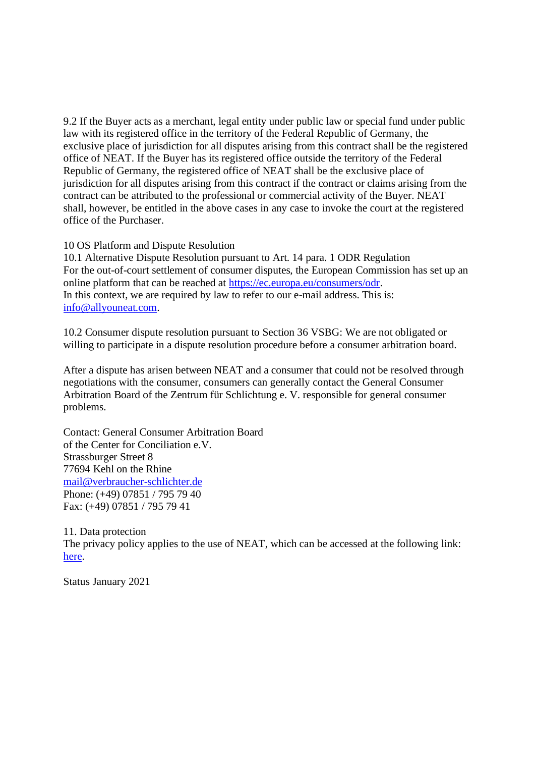9.2 If the Buyer acts as a merchant, legal entity under public law or special fund under public law with its registered office in the territory of the Federal Republic of Germany, the exclusive place of jurisdiction for all disputes arising from this contract shall be the registered office of NEAT. If the Buyer has its registered office outside the territory of the Federal Republic of Germany, the registered office of NEAT shall be the exclusive place of jurisdiction for all disputes arising from this contract if the contract or claims arising from the contract can be attributed to the professional or commercial activity of the Buyer. NEAT shall, however, be entitled in the above cases in any case to invoke the court at the registered office of the Purchaser.

## 10 OS Platform and Dispute Resolution

10.1 Alternative Dispute Resolution pursuant to Art. 14 para. 1 ODR Regulation
For the out-of-court settlement of consumer disputes, the European Commission has set up an online platform that can be reached at [https://ec.europa.eu/consumers/odr](https://ec.europa.eu/consumers/odr).
In this context, we are required by law to refer to our e-mail address. This is: [info@allyouneat.com](mailto:info@allyouneat.com).

10.2 Consumer dispute resolution pursuant to Section 36 VSBG: We are not obligated or willing to participate in a dispute resolution procedure before a consumer arbitration board.

After a dispute has arisen between NEAT and a consumer that could not be resolved through negotiations with the consumer, consumers can generally contact the General Consumer Arbitration Board of the Zentrum für Schlichtung e. V. responsible for general consumer problems.

Contact: General Consumer Arbitration Board
of the Center for Conciliation e.V.
Strassburger Street 8
77694 Kehl on the Rhine
[mail@verbraucher-schlichter.de](mailto:mail@verbraucher-schlichter.de)
Phone: (+49) 07851 / 795 79 40
Fax: (+49) 07851 / 795 79 41

## 11. Data protection

The privacy policy applies to the use of NEAT, which can be accessed at the following link: here.

Status January 2021